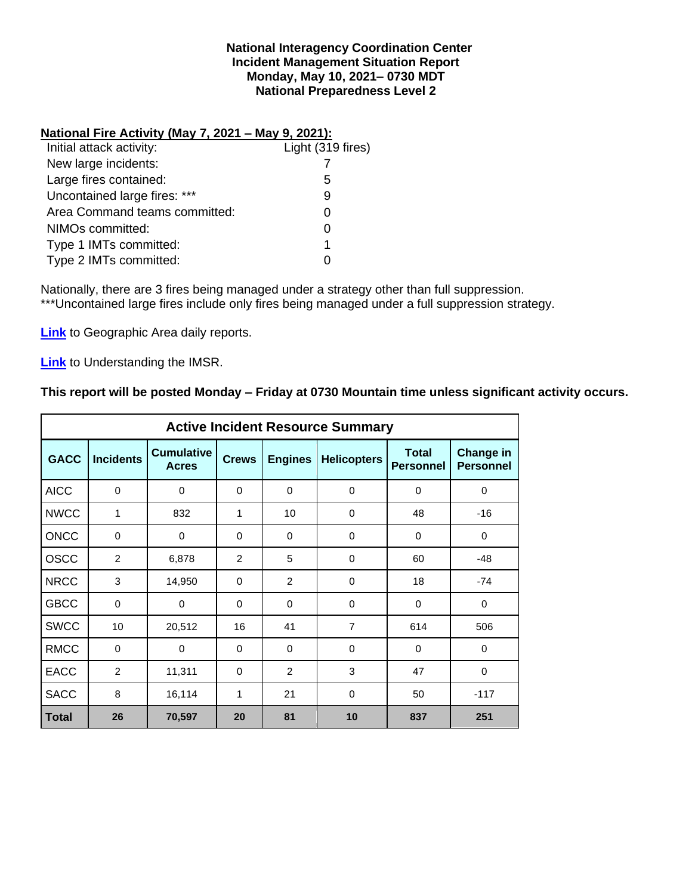**National Interagency Coordination Center**
**Incident Management Situation Report**
**Monday, May 10, 2021– 0730 MDT**
**National Preparedness Level 2**

**National Fire Activity (May 7, 2021 – May 9, 2021):**

| | |
|---|---|
| Initial attack activity: | Light (319 fires) |
| New large incidents: | 7 |
| Large fires contained: | 5 |
| Uncontained large fires: *** | 9 |
| Area Command teams committed: | 0 |
| NIMOs committed: | 0 |
| Type 1 IMTs committed: | 1 |
| Type 2 IMTs committed: | 0 |

Nationally, there are 3 fires being managed under a strategy other than full suppression.
***Uncontained large fires include only fires being managed under a full suppression strategy.

**Link** to Geographic Area daily reports.

**Link** to Understanding the IMSR.

**This report will be posted Monday – Friday at 0730 Mountain time unless significant activity occurs.**

| Active Incident Resource Summary | | | | | | | |
|---|---|---|---|---|---|---|---|
| **GACC** | **Incidents** | **Cumulative Acres** | **Crews** | **Engines** | **Helicopters** | **Total Personnel** | **Change in Personnel** |
| AICC | 0 | 0 | 0 | 0 | 0 | 0 | 0 |
| NWCC | 1 | 832 | 1 | 10 | 0 | 48 | -16 |
| ONCC | 0 | 0 | 0 | 0 | 0 | 0 | 0 |
| OSCC | 2 | 6,878 | 2 | 5 | 0 | 60 | -48 |
| NRCC | 3 | 14,950 | 0 | 2 | 0 | 18 | -74 |
| GBCC | 0 | 0 | 0 | 0 | 0 | 0 | 0 |
| SWCC | 10 | 20,512 | 16 | 41 | 7 | 614 | 506 |
| RMCC | 0 | 0 | 0 | 0 | 0 | 0 | 0 |
| EACC | 2 | 11,311 | 0 | 2 | 3 | 47 | 0 |
| SACC | 8 | 16,114 | 1 | 21 | 0 | 50 | -117 |
| **Total** | **26** | **70,597** | **20** | **81** | **10** | **837** | **251** |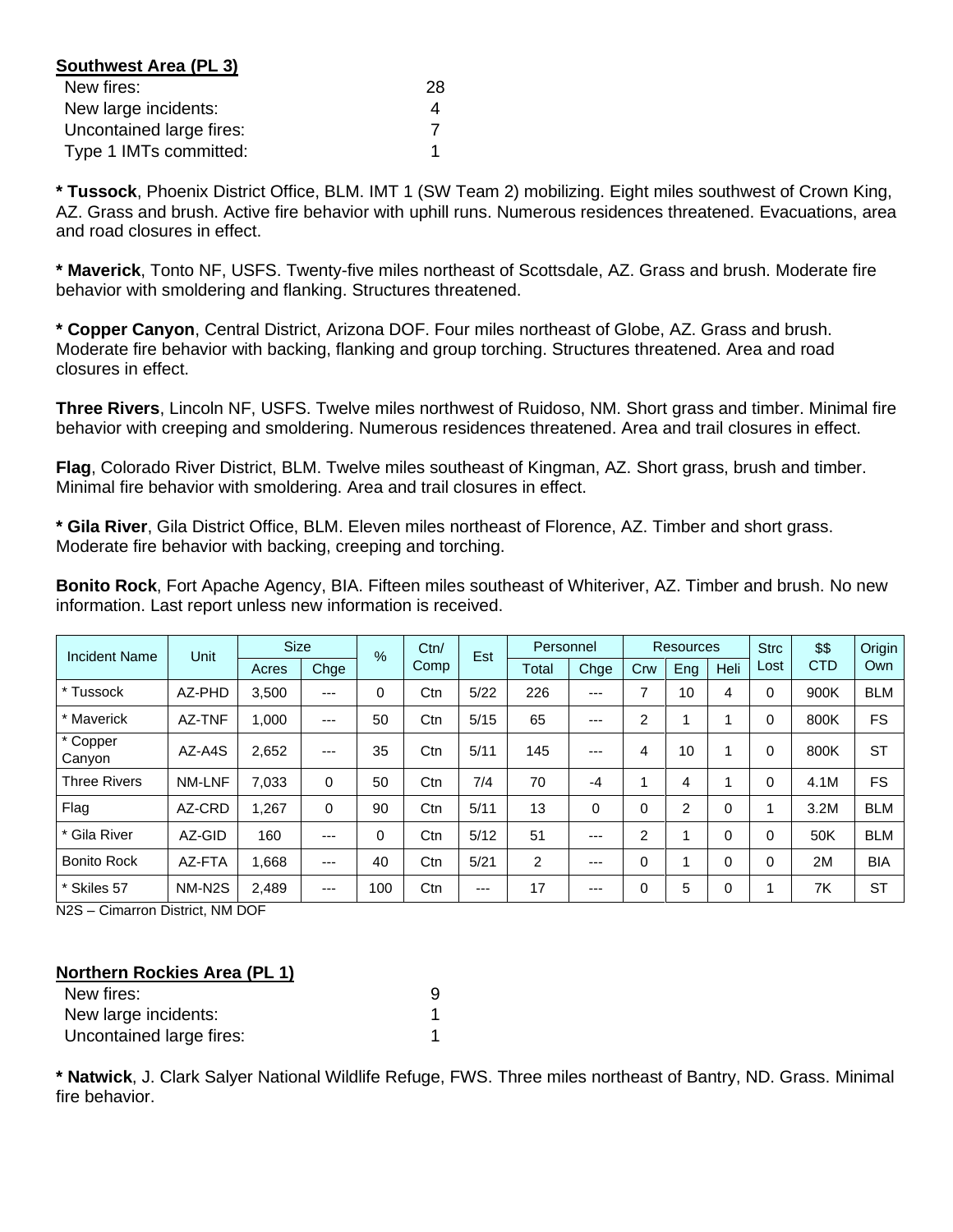**Southwest Area (PL 3)**

| | |
|---|---|
| New fires: | 28 |
| New large incidents: | 4 |
| Uncontained large fires: | 7 |
| Type 1 IMTs committed: | 1 |

**\* Tussock**, Phoenix District Office, BLM. IMT 1 (SW Team 2) mobilizing. Eight miles southwest of Crown King, AZ. Grass and brush. Active fire behavior with uphill runs. Numerous residences threatened. Evacuations, area and road closures in effect.

**\* Maverick**, Tonto NF, USFS. Twenty-five miles northeast of Scottsdale, AZ. Grass and brush. Moderate fire behavior with smoldering and flanking. Structures threatened.

**\* Copper Canyon**, Central District, Arizona DOF. Four miles northeast of Globe, AZ. Grass and brush. Moderate fire behavior with backing, flanking and group torching. Structures threatened. Area and road closures in effect.

**Three Rivers**, Lincoln NF, USFS. Twelve miles northwest of Ruidoso, NM. Short grass and timber. Minimal fire behavior with creeping and smoldering. Numerous residences threatened. Area and trail closures in effect.

**Flag**, Colorado River District, BLM. Twelve miles southeast of Kingman, AZ. Short grass, brush and timber. Minimal fire behavior with smoldering. Area and trail closures in effect.

**\* Gila River**, Gila District Office, BLM. Eleven miles northeast of Florence, AZ. Timber and short grass. Moderate fire behavior with backing, creeping and torching.

**Bonito Rock**, Fort Apache Agency, BIA. Fifteen miles southeast of Whiteriver, AZ. Timber and brush. No new information. Last report unless new information is received.

| Incident Name | Unit | Size | | % | Ctn/ Comp | Est | Personnel | | Resources | | | Strc Lost | $$ CTD | Origin Own |
|---|---|---|---|---|---|---|---|---|---|---|---|---|---|---|
| | | Acres | Chge | | | | Total | Chge | Crw | Eng | Heli | | | |
| * Tussock | AZ-PHD | 3,500 | --- | 0 | Ctn | 5/22 | 226 | --- | 7 | 10 | 4 | 0 | 900K | BLM |
| * Maverick | AZ-TNF | 1,000 | --- | 50 | Ctn | 5/15 | 65 | --- | 2 | 1 | 1 | 0 | 800K | FS |
| * Copper Canyon | AZ-A4S | 2,652 | --- | 35 | Ctn | 5/11 | 145 | --- | 4 | 10 | 1 | 0 | 800K | ST |
| Three Rivers | NM-LNF | 7,033 | 0 | 50 | Ctn | 7/4 | 70 | -4 | 1 | 4 | 1 | 0 | 4.1M | FS |
| Flag | AZ-CRD | 1,267 | 0 | 90 | Ctn | 5/11 | 13 | 0 | 0 | 2 | 0 | 1 | 3.2M | BLM |
| * Gila River | AZ-GID | 160 | --- | 0 | Ctn | 5/12 | 51 | --- | 2 | 1 | 0 | 0 | 50K | BLM |
| Bonito Rock | AZ-FTA | 1,668 | --- | 40 | Ctn | 5/21 | 2 | --- | 0 | 1 | 0 | 0 | 2M | BIA |
| * Skiles 57 | NM-N2S | 2,489 | --- | 100 | Ctn | --- | 17 | --- | 0 | 5 | 0 | 1 | 7K | ST |

N2S – Cimarron District, NM DOF

**Northern Rockies Area (PL 1)**

| | |
|---|---|
| New fires: | 9 |
| New large incidents: | 1 |
| Uncontained large fires: | 1 |

**\* Natwick**, J. Clark Salyer National Wildlife Refuge, FWS. Three miles northeast of Bantry, ND. Grass. Minimal fire behavior.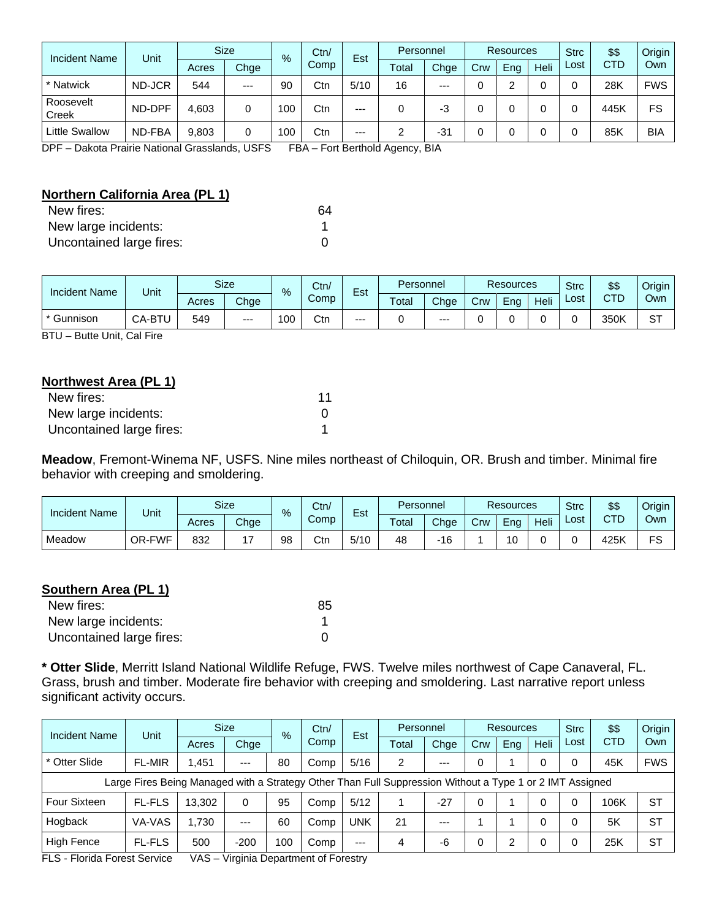| Incident Name | Unit | Size | | % | Ctn/ Comp | Est | Personnel | | Resources | | | Strc Lost | $$ CTD | Origin Own |
|---|---|---|---|---|---|---|---|---|---|---|---|---|---|---|
| | | Acres | Chge | | | | Total | Chge | Crw | Eng | Heli | | | |
| * Natwick | ND-JCR | 544 | --- | 90 | Ctn | 5/10 | 16 | --- | 0 | 2 | 0 | 0 | 28K | FWS |
| Roosevelt Creek | ND-DPF | 4,603 | 0 | 100 | Ctn | --- | 0 | -3 | 0 | 0 | 0 | 0 | 445K | FS |
| Little Swallow | ND-FBA | 9,803 | 0 | 100 | Ctn | --- | 2 | -31 | 0 | 0 | 0 | 0 | 85K | BIA |

DPF – Dakota Prairie National Grasslands, USFS FBA – Fort Berthold Agency, BIA

## Northern California Area (PL 1)

New fires: 64
New large incidents: 1
Uncontained large fires: 0

| Incident Name | Unit | Size | | % | Ctn/ Comp | Est | Personnel | | Resources | | | Strc Lost | $$ CTD | Origin Own |
|---|---|---|---|---|---|---|---|---|---|---|---|---|---|---|
| | | Acres | Chge | | | | Total | Chge | Crw | Eng | Heli | | | |
| * Gunnison | CA-BTU | 549 | --- | 100 | Ctn | --- | 0 | --- | 0 | 0 | 0 | 0 | 350K | ST |

BTU – Butte Unit, Cal Fire

## Northwest Area (PL 1)

New fires: 11
New large incidents: 0
Uncontained large fires: 1

**Meadow**, Fremont-Winema NF, USFS. Nine miles northeast of Chiloquin, OR. Brush and timber. Minimal fire behavior with creeping and smoldering.

| Incident Name | Unit | Size | | % | Ctn/ Comp | Est | Personnel | | Resources | | | Strc Lost | $$ CTD | Origin Own |
|---|---|---|---|---|---|---|---|---|---|---|---|---|---|---|
| | | Acres | Chge | | | | Total | Chge | Crw | Eng | Heli | | | |
| Meadow | OR-FWF | 832 | 17 | 98 | Ctn | 5/10 | 48 | -16 | 1 | 10 | 0 | 0 | 425K | FS |

## Southern Area (PL 1)

New fires: 85
New large incidents: 1
Uncontained large fires: 0

**\* Otter Slide**, Merritt Island National Wildlife Refuge, FWS. Twelve miles northwest of Cape Canaveral, FL. Grass, brush and timber. Moderate fire behavior with creeping and smoldering. Last narrative report unless significant activity occurs.

| Incident Name | Unit | Size | | % | Ctn/ Comp | Est | Personnel | | Resources | | | Strc Lost | $$ CTD | Origin Own |
|---|---|---|---|---|---|---|---|---|---|---|---|---|---|---|
| | | Acres | Chge | | | | Total | Chge | Crw | Eng | Heli | | | |
| * Otter Slide | FL-MIR | 1,451 | --- | 80 | Comp | 5/16 | 2 | --- | 0 | 1 | 0 | 0 | 45K | FWS |
| Large Fires Being Managed with a Strategy Other Than Full Suppression Without a Type 1 or 2 IMT Assigned | | | | | | | | | | | | | | |
| Four Sixteen | FL-FLS | 13,302 | 0 | 95 | Comp | 5/12 | 1 | -27 | 0 | 1 | 0 | 0 | 106K | ST |
| Hogback | VA-VAS | 1,730 | --- | 60 | Comp | UNK | 21 | --- | 1 | 1 | 0 | 0 | 5K | ST |
| High Fence | FL-FLS | 500 | -200 | 100 | Comp | --- | 4 | -6 | 0 | 2 | 0 | 0 | 25K | ST |

FLS - Florida Forest Service VAS – Virginia Department of Forestry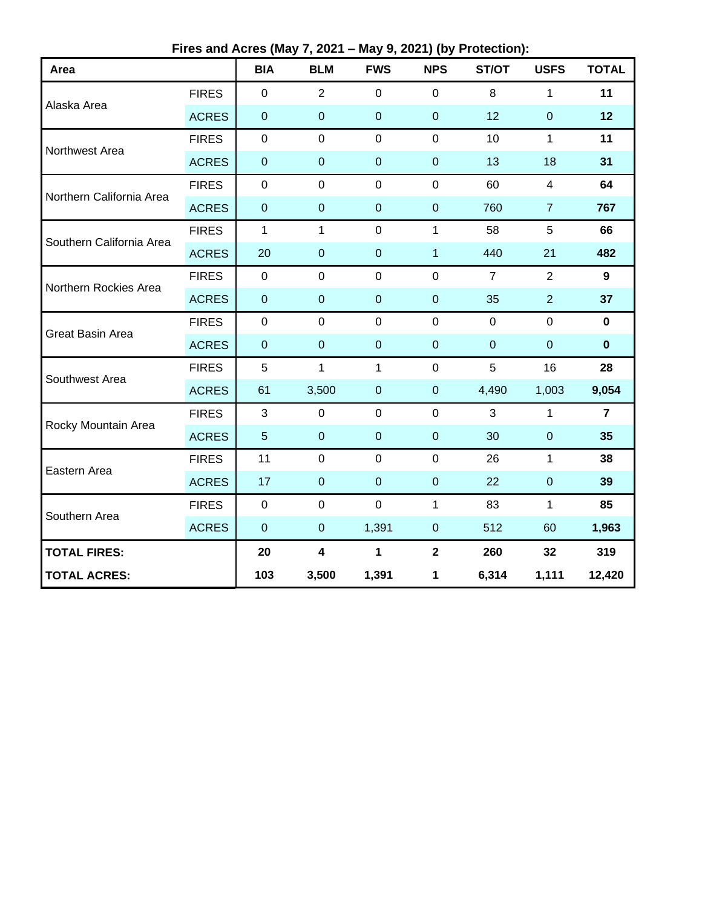**Fires and Acres (May 7, 2021 – May 9, 2021) (by Protection):**

| Area | | BIA | BLM | FWS | NPS | ST/OT | USFS | TOTAL |
|---|---|---|---|---|---|---|---|---|
| Alaska Area | FIRES | 0 | 2 | 0 | 0 | 8 | 1 | **11** |
| | ACRES | 0 | 0 | 0 | 0 | 12 | 0 | **12** |
| Northwest Area | FIRES | 0 | 0 | 0 | 0 | 10 | 1 | **11** |
| | ACRES | 0 | 0 | 0 | 0 | 13 | 18 | **31** |
| Northern California Area | FIRES | 0 | 0 | 0 | 0 | 60 | 4 | **64** |
| | ACRES | 0 | 0 | 0 | 0 | 760 | 7 | **767** |
| Southern California Area | FIRES | 1 | 1 | 0 | 1 | 58 | 5 | **66** |
| | ACRES | 20 | 0 | 0 | 1 | 440 | 21 | **482** |
| Northern Rockies Area | FIRES | 0 | 0 | 0 | 0 | 7 | 2 | **9** |
| | ACRES | 0 | 0 | 0 | 0 | 35 | 2 | **37** |
| Great Basin Area | FIRES | 0 | 0 | 0 | 0 | 0 | 0 | **0** |
| | ACRES | 0 | 0 | 0 | 0 | 0 | 0 | **0** |
| Southwest Area | FIRES | 5 | 1 | 1 | 0 | 5 | 16 | **28** |
| | ACRES | 61 | 3,500 | 0 | 0 | 4,490 | 1,003 | **9,054** |
| Rocky Mountain Area | FIRES | 3 | 0 | 0 | 0 | 3 | 1 | **7** |
| | ACRES | 5 | 0 | 0 | 0 | 30 | 0 | **35** |
| Eastern Area | FIRES | 11 | 0 | 0 | 0 | 26 | 1 | **38** |
| | ACRES | 17 | 0 | 0 | 0 | 22 | 0 | **39** |
| Southern Area | FIRES | 0 | 0 | 0 | 1 | 83 | 1 | **85** |
| | ACRES | 0 | 0 | 1,391 | 0 | 512 | 60 | **1,963** |
| **TOTAL FIRES:** | | **20** | **4** | **1** | **2** | **260** | **32** | **319** |
| **TOTAL ACRES:** | | **103** | **3,500** | **1,391** | **1** | **6,314** | **1,111** | **12,420** |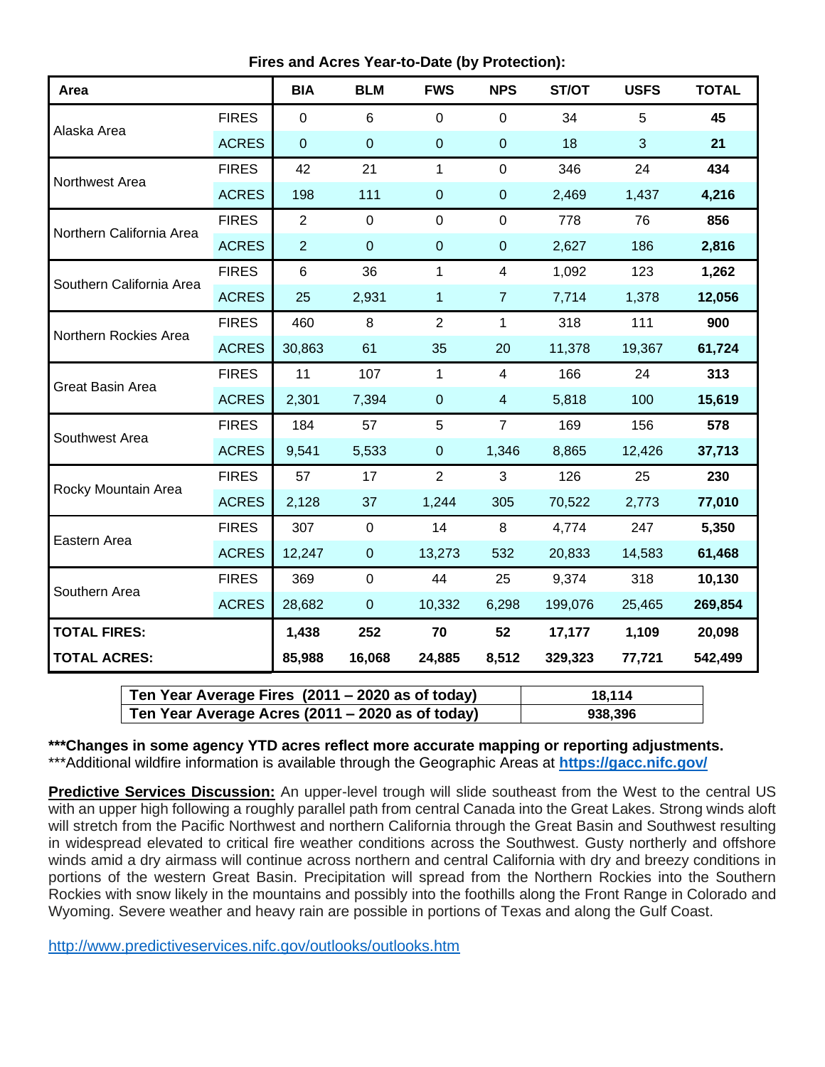**Fires and Acres Year-to-Date (by Protection):**

| Area | | BIA | BLM | FWS | NPS | ST/OT | USFS | TOTAL |
|---|---|---|---|---|---|---|---|---|
| Alaska Area | FIRES | 0 | 6 | 0 | 0 | 34 | 5 | **45** |
| | ACRES | 0 | 0 | 0 | 0 | 18 | 3 | **21** |
| Northwest Area | FIRES | 42 | 21 | 1 | 0 | 346 | 24 | **434** |
| | ACRES | 198 | 111 | 0 | 0 | 2,469 | 1,437 | **4,216** |
| Northern California Area | FIRES | 2 | 0 | 0 | 0 | 778 | 76 | **856** |
| | ACRES | 2 | 0 | 0 | 0 | 2,627 | 186 | **2,816** |
| Southern California Area | FIRES | 6 | 36 | 1 | 4 | 1,092 | 123 | **1,262** |
| | ACRES | 25 | 2,931 | 1 | 7 | 7,714 | 1,378 | **12,056** |
| Northern Rockies Area | FIRES | 460 | 8 | 2 | 1 | 318 | 111 | **900** |
| | ACRES | 30,863 | 61 | 35 | 20 | 11,378 | 19,367 | **61,724** |
| Great Basin Area | FIRES | 11 | 107 | 1 | 4 | 166 | 24 | **313** |
| | ACRES | 2,301 | 7,394 | 0 | 4 | 5,818 | 100 | **15,619** |
| Southwest Area | FIRES | 184 | 57 | 5 | 7 | 169 | 156 | **578** |
| | ACRES | 9,541 | 5,533 | 0 | 1,346 | 8,865 | 12,426 | **37,713** |
| Rocky Mountain Area | FIRES | 57 | 17 | 2 | 3 | 126 | 25 | **230** |
| | ACRES | 2,128 | 37 | 1,244 | 305 | 70,522 | 2,773 | **77,010** |
| Eastern Area | FIRES | 307 | 0 | 14 | 8 | 4,774 | 247 | **5,350** |
| | ACRES | 12,247 | 0 | 13,273 | 532 | 20,833 | 14,583 | **61,468** |
| Southern Area | FIRES | 369 | 0 | 44 | 25 | 9,374 | 318 | **10,130** |
| | ACRES | 28,682 | 0 | 10,332 | 6,298 | 199,076 | 25,465 | **269,854** |
| **TOTAL FIRES:** | | **1,438** | **252** | **70** | **52** | **17,177** | **1,109** | **20,098** |
| **TOTAL ACRES:** | | **85,988** | **16,068** | **24,885** | **8,512** | **329,323** | **77,721** | **542,499** |

| | |
|---|---|
| **Ten Year Average Fires (2011 – 2020 as of today)** | **18,114** |
| **Ten Year Average Acres (2011 – 2020 as of today)** | **938,396** |

**\*\*\*Changes in some agency YTD acres reflect more accurate mapping or reporting adjustments.**
\*\*\*Additional wildfire information is available through the Geographic Areas at **https://gacc.nifc.gov/**

**Predictive Services Discussion:** An upper-level trough will slide southeast from the West to the central US with an upper high following a roughly parallel path from central Canada into the Great Lakes. Strong winds aloft will stretch from the Pacific Northwest and northern California through the Great Basin and Southwest resulting in widespread elevated to critical fire weather conditions across the Southwest. Gusty northerly and offshore winds amid a dry airmass will continue across northern and central California with dry and breezy conditions in portions of the western Great Basin. Precipitation will spread from the Northern Rockies into the Southern Rockies with snow likely in the mountains and possibly into the foothills along the Front Range in Colorado and Wyoming. Severe weather and heavy rain are possible in portions of Texas and along the Gulf Coast.

http://www.predictiveservices.nifc.gov/outlooks/outlooks.htm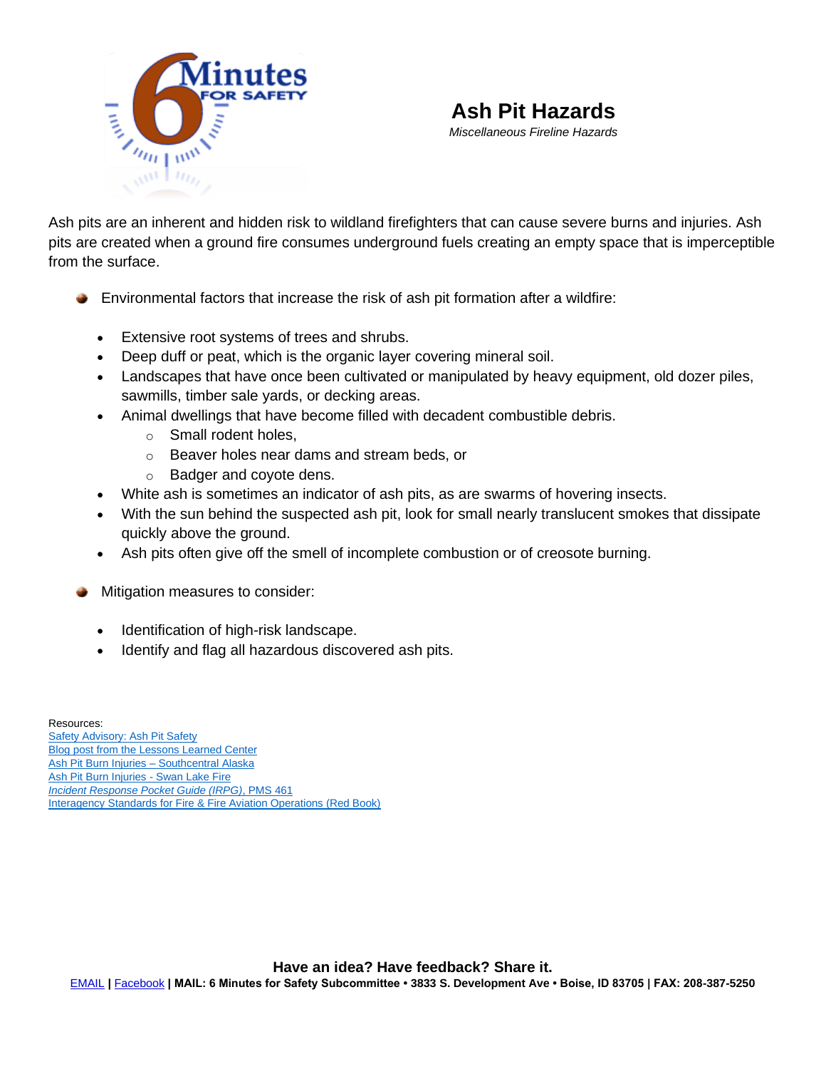# Ash Pit Hazards

*Miscellaneous Fireline Hazards*

Ash pits are an inherent and hidden risk to wildland firefighters that can cause severe burns and injuries. Ash pits are created when a ground fire consumes underground fuels creating an empty space that is imperceptible from the surface.

- Environmental factors that increase the risk of ash pit formation after a wildfire:
  - Extensive root systems of trees and shrubs.
  - Deep duff or peat, which is the organic layer covering mineral soil.
  - Landscapes that have once been cultivated or manipulated by heavy equipment, old dozer piles, sawmills, timber sale yards, or decking areas.
  - Animal dwellings that have become filled with decadent combustible debris.
    - Small rodent holes,
    - Beaver holes near dams and stream beds, or
    - Badger and coyote dens.
  - White ash is sometimes an indicator of ash pits, as are swarms of hovering insects.
  - With the sun behind the suspected ash pit, look for small nearly translucent smokes that dissipate quickly above the ground.
  - Ash pits often give off the smell of incomplete combustion or of creosote burning.

- Mitigation measures to consider:
  - Identification of high-risk landscape.
  - Identify and flag all hazardous discovered ash pits.

Resources:
Safety Advisory: Ash Pit Safety
Blog post from the Lessons Learned Center
Ash Pit Burn Injuries – Southcentral Alaska
Ash Pit Burn Injuries - Swan Lake Fire
*Incident Response Pocket Guide (IRPG)*, PMS 461
Interagency Standards for Fire & Fire Aviation Operations (Red Book)

**Have an idea? Have feedback? Share it.**

EMAIL | Facebook | **MAIL: 6 Minutes for Safety Subcommittee • 3833 S. Development Ave • Boise, ID 83705 | FAX: 208-387-5250**